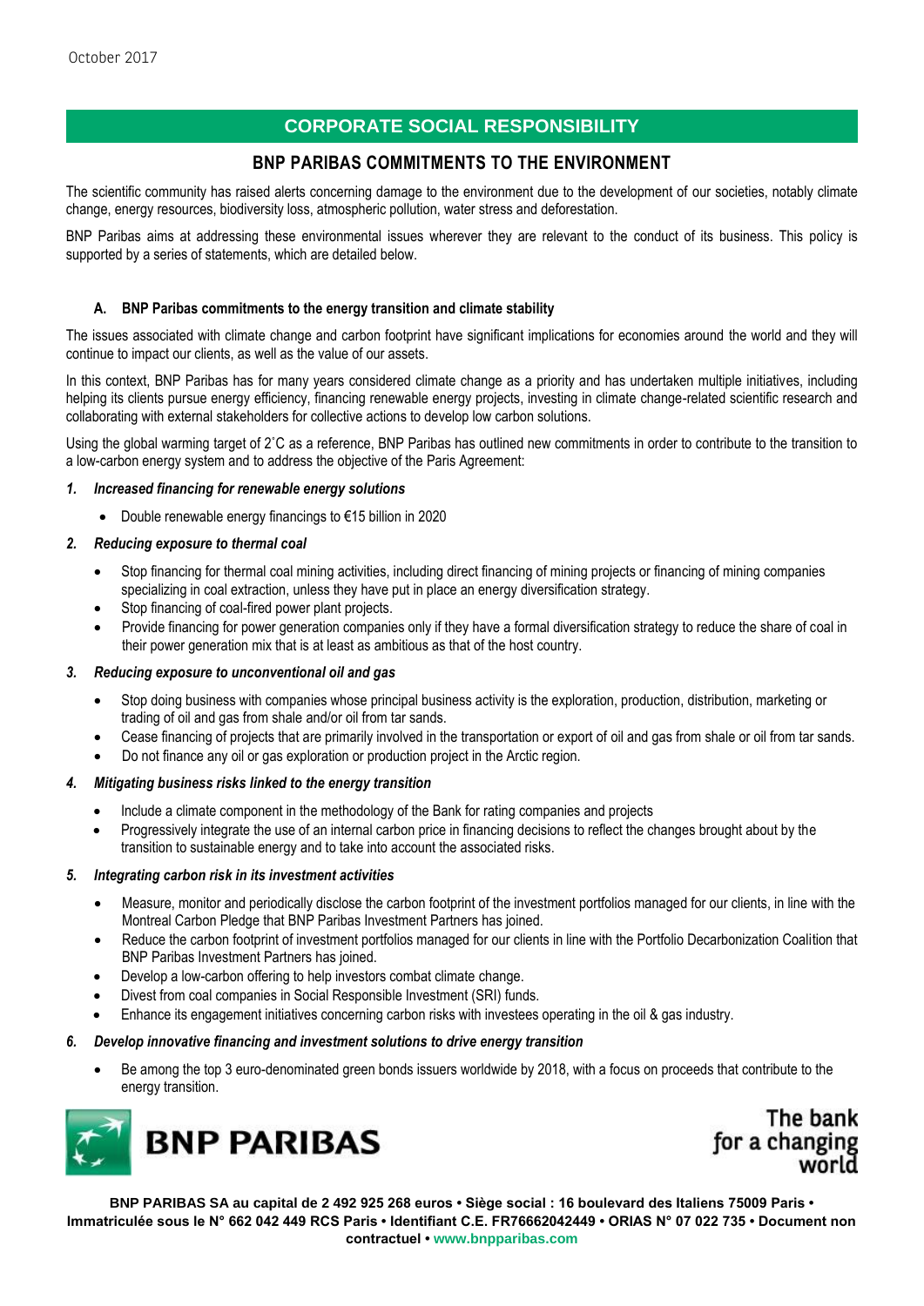October 2017

# CORPORATE SOCIAL RESPONSIBILITY

## BNP PARIBAS COMMITMENTS TO THE ENVIRONMENT

The scientific community has raised alerts concerning damage to the environment due to the development of our societies, notably climate change, energy resources, biodiversity loss, atmospheric pollution, water stress and deforestation.

BNP Paribas aims at addressing these environmental issues wherever they are relevant to the conduct of its business. This policy is supported by a series of statements, which are detailed below.

### A. BNP Paribas commitments to the energy transition and climate stability

The issues associated with climate change and carbon footprint have significant implications for economies around the world and they will continue to impact our clients, as well as the value of our assets.

In this context, BNP Paribas has for many years considered climate change as a priority and has undertaken multiple initiatives, including helping its clients pursue energy efficiency, financing renewable energy projects, investing in climate change-related scientific research and collaborating with external stakeholders for collective actions to develop low carbon solutions.

Using the global warming target of 2˚C as a reference, BNP Paribas has outlined new commitments in order to contribute to the transition to a low-carbon energy system and to address the objective of the Paris Agreement:

***1. Increased financing for renewable energy solutions***

- Double renewable energy financings to €15 billion in 2020

***2. Reducing exposure to thermal coal***

- Stop financing for thermal coal mining activities, including direct financing of mining projects or financing of mining companies specializing in coal extraction, unless they have put in place an energy diversification strategy.
- Stop financing of coal-fired power plant projects.
- Provide financing for power generation companies only if they have a formal diversification strategy to reduce the share of coal in their power generation mix that is at least as ambitious as that of the host country.

***3. Reducing exposure to unconventional oil and gas***

- Stop doing business with companies whose principal business activity is the exploration, production, distribution, marketing or trading of oil and gas from shale and/or oil from tar sands.
- Cease financing of projects that are primarily involved in the transportation or export of oil and gas from shale or oil from tar sands.
- Do not finance any oil or gas exploration or production project in the Arctic region.

***4. Mitigating business risks linked to the energy transition***

- Include a climate component in the methodology of the Bank for rating companies and projects
- Progressively integrate the use of an internal carbon price in financing decisions to reflect the changes brought about by the transition to sustainable energy and to take into account the associated risks.

***5. Integrating carbon risk in its investment activities***

- Measure, monitor and periodically disclose the carbon footprint of the investment portfolios managed for our clients, in line with the Montreal Carbon Pledge that BNP Paribas Investment Partners has joined.
- Reduce the carbon footprint of investment portfolios managed for our clients in line with the Portfolio Decarbonization Coalition that BNP Paribas Investment Partners has joined.
- Develop a low-carbon offering to help investors combat climate change.
- Divest from coal companies in Social Responsible Investment (SRI) funds.
- Enhance its engagement initiatives concerning carbon risks with investees operating in the oil & gas industry.

***6. Develop innovative financing and investment solutions to drive energy transition***

- Be among the top 3 euro-denominated green bonds issuers worldwide by 2018, with a focus on proceeds that contribute to the energy transition.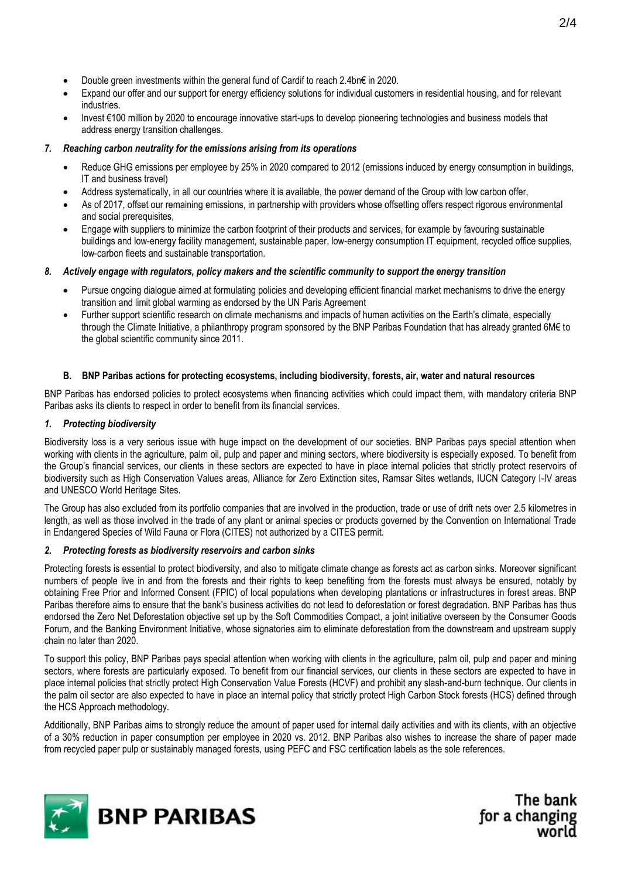- Double green investments within the general fund of Cardif to reach 2.4bn€ in 2020.
- Expand our offer and our support for energy efficiency solutions for individual customers in residential housing, and for relevant industries.
- Invest €100 million by 2020 to encourage innovative start-ups to develop pioneering technologies and business models that address energy transition challenges.

### *7. Reaching carbon neutrality for the emissions arising from its operations*

- Reduce GHG emissions per employee by 25% in 2020 compared to 2012 (emissions induced by energy consumption in buildings, IT and business travel)
- Address systematically, in all our countries where it is available, the power demand of the Group with low carbon offer,
- As of 2017, offset our remaining emissions, in partnership with providers whose offsetting offers respect rigorous environmental and social prerequisites,
- Engage with suppliers to minimize the carbon footprint of their products and services, for example by favouring sustainable buildings and low-energy facility management, sustainable paper, low-energy consumption IT equipment, recycled office supplies, low-carbon fleets and sustainable transportation.

### *8. Actively engage with regulators, policy makers and the scientific community to support the energy transition*

- Pursue ongoing dialogue aimed at formulating policies and developing efficient financial market mechanisms to drive the energy transition and limit global warming as endorsed by the UN Paris Agreement
- Further support scientific research on climate mechanisms and impacts of human activities on the Earth's climate, especially through the Climate Initiative, a philanthropy program sponsored by the BNP Paribas Foundation that has already granted 6M€ to the global scientific community since 2011.

## B. BNP Paribas actions for protecting ecosystems, including biodiversity, forests, air, water and natural resources

BNP Paribas has endorsed policies to protect ecosystems when financing activities which could impact them, with mandatory criteria BNP Paribas asks its clients to respect in order to benefit from its financial services.

### *1. Protecting biodiversity*

Biodiversity loss is a very serious issue with huge impact on the development of our societies. BNP Paribas pays special attention when working with clients in the agriculture, palm oil, pulp and paper and mining sectors, where biodiversity is especially exposed. To benefit from the Group's financial services, our clients in these sectors are expected to have in place internal policies that strictly protect reservoirs of biodiversity such as High Conservation Values areas, Alliance for Zero Extinction sites, Ramsar Sites wetlands, IUCN Category I-IV areas and UNESCO World Heritage Sites.

The Group has also excluded from its portfolio companies that are involved in the production, trade or use of drift nets over 2.5 kilometres in length, as well as those involved in the trade of any plant or animal species or products governed by the Convention on International Trade in Endangered Species of Wild Fauna or Flora (CITES) not authorized by a CITES permit.

### *2. Protecting forests as biodiversity reservoirs and carbon sinks*

Protecting forests is essential to protect biodiversity, and also to mitigate climate change as forests act as carbon sinks. Moreover significant numbers of people live in and from the forests and their rights to keep benefiting from the forests must always be ensured, notably by obtaining Free Prior and Informed Consent (FPIC) of local populations when developing plantations or infrastructures in forest areas. BNP Paribas therefore aims to ensure that the bank's business activities do not lead to deforestation or forest degradation. BNP Paribas has thus endorsed the Zero Net Deforestation objective set up by the Soft Commodities Compact, a joint initiative overseen by the Consumer Goods Forum, and the Banking Environment Initiative, whose signatories aim to eliminate deforestation from the downstream and upstream supply chain no later than 2020.

To support this policy, BNP Paribas pays special attention when working with clients in the agriculture, palm oil, pulp and paper and mining sectors, where forests are particularly exposed. To benefit from our financial services, our clients in these sectors are expected to have in place internal policies that strictly protect High Conservation Value Forests (HCVF) and prohibit any slash-and-burn technique. Our clients in the palm oil sector are also expected to have in place an internal policy that strictly protect High Carbon Stock forests (HCS) defined through the HCS Approach methodology.

Additionally, BNP Paribas aims to strongly reduce the amount of paper used for internal daily activities and with its clients, with an objective of a 30% reduction in paper consumption per employee in 2020 vs. 2012. BNP Paribas also wishes to increase the share of paper made from recycled paper pulp or sustainably managed forests, using PEFC and FSC certification labels as the sole references.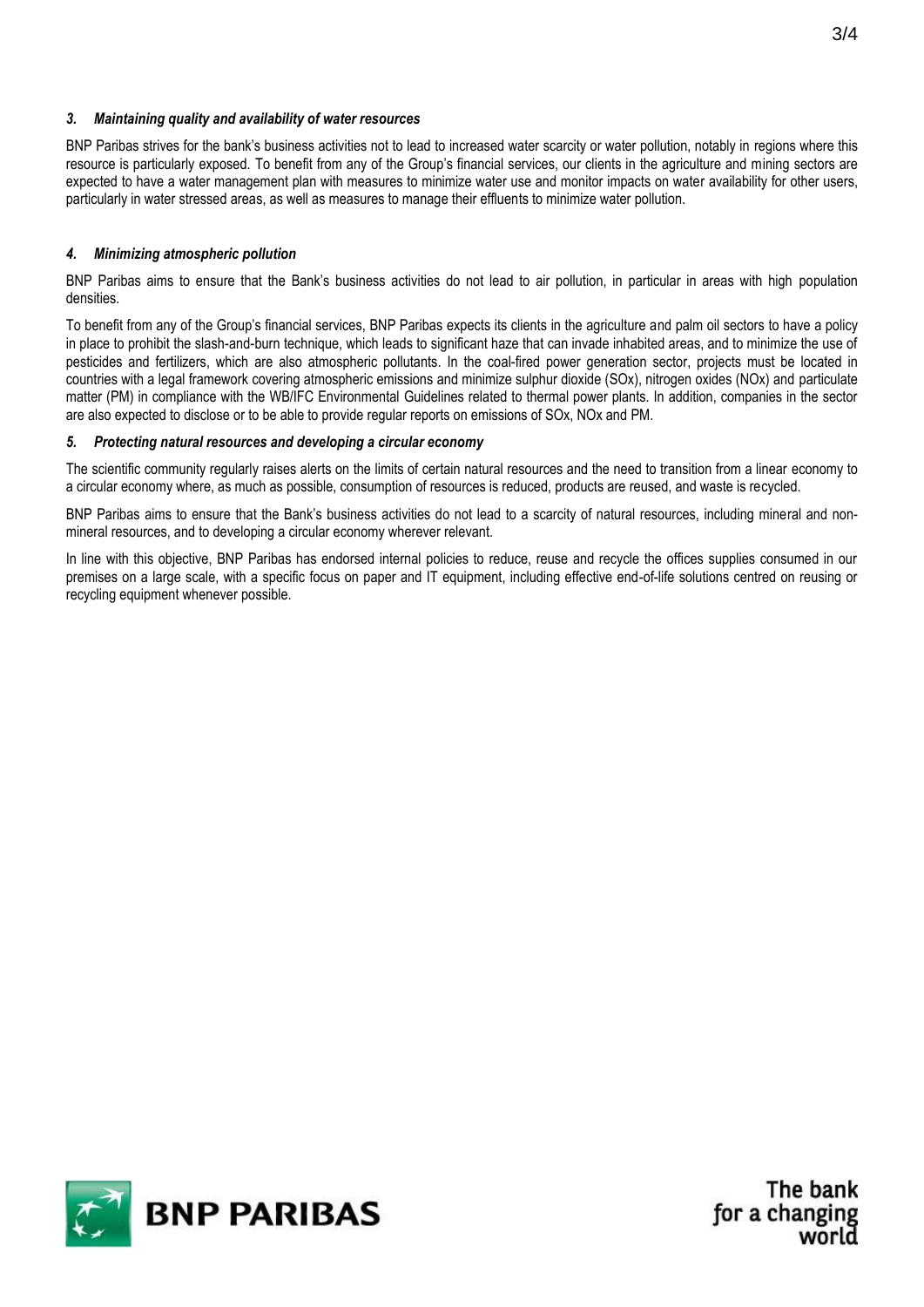### *3. Maintaining quality and availability of water resources*

BNP Paribas strives for the bank's business activities not to lead to increased water scarcity or water pollution, notably in regions where this resource is particularly exposed. To benefit from any of the Group's financial services, our clients in the agriculture and mining sectors are expected to have a water management plan with measures to minimize water use and monitor impacts on water availability for other users, particularly in water stressed areas, as well as measures to manage their effluents to minimize water pollution.

### *4. Minimizing atmospheric pollution*

BNP Paribas aims to ensure that the Bank's business activities do not lead to air pollution, in particular in areas with high population densities.

To benefit from any of the Group's financial services, BNP Paribas expects its clients in the agriculture and palm oil sectors to have a policy in place to prohibit the slash-and-burn technique, which leads to significant haze that can invade inhabited areas, and to minimize the use of pesticides and fertilizers, which are also atmospheric pollutants. In the coal-fired power generation sector, projects must be located in countries with a legal framework covering atmospheric emissions and minimize sulphur dioxide (SOx), nitrogen oxides (NOx) and particulate matter (PM) in compliance with the WB/IFC Environmental Guidelines related to thermal power plants. In addition, companies in the sector are also expected to disclose or to be able to provide regular reports on emissions of SOx, NOx and PM.

### *5. Protecting natural resources and developing a circular economy*

The scientific community regularly raises alerts on the limits of certain natural resources and the need to transition from a linear economy to a circular economy where, as much as possible, consumption of resources is reduced, products are reused, and waste is recycled.

BNP Paribas aims to ensure that the Bank's business activities do not lead to a scarcity of natural resources, including mineral and non-mineral resources, and to developing a circular economy wherever relevant.

In line with this objective, BNP Paribas has endorsed internal policies to reduce, reuse and recycle the offices supplies consumed in our premises on a large scale, with a specific focus on paper and IT equipment, including effective end-of-life solutions centred on reusing or recycling equipment whenever possible.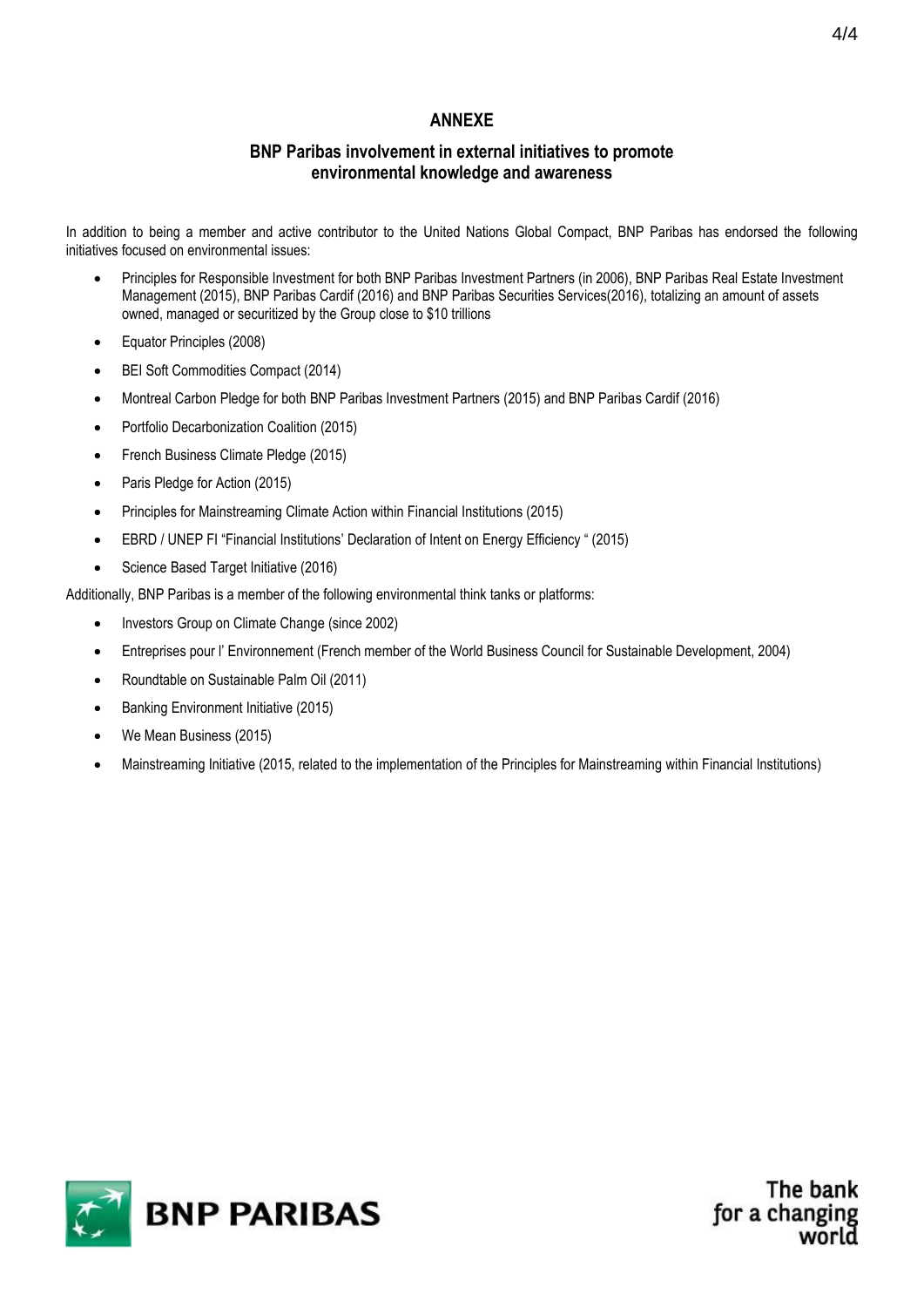## ANNEXE

### BNP Paribas involvement in external initiatives to promote environmental knowledge and awareness

In addition to being a member and active contributor to the United Nations Global Compact, BNP Paribas has endorsed the following initiatives focused on environmental issues:

- Principles for Responsible Investment for both BNP Paribas Investment Partners (in 2006), BNP Paribas Real Estate Investment Management (2015), BNP Paribas Cardif (2016) and BNP Paribas Securities Services(2016), totalizing an amount of assets owned, managed or securitized by the Group close to $10 trillions
- Equator Principles (2008)
- BEI Soft Commodities Compact (2014)
- Montreal Carbon Pledge for both BNP Paribas Investment Partners (2015) and BNP Paribas Cardif (2016)
- Portfolio Decarbonization Coalition (2015)
- French Business Climate Pledge (2015)
- Paris Pledge for Action (2015)
- Principles for Mainstreaming Climate Action within Financial Institutions (2015)
- EBRD / UNEP FI "Financial Institutions' Declaration of Intent on Energy Efficiency " (2015)
- Science Based Target Initiative (2016)

Additionally, BNP Paribas is a member of the following environmental think tanks or platforms:

- Investors Group on Climate Change (since 2002)
- Entreprises pour l' Environnement (French member of the World Business Council for Sustainable Development, 2004)
- Roundtable on Sustainable Palm Oil (2011)
- Banking Environment Initiative (2015)
- We Mean Business (2015)
- Mainstreaming Initiative (2015, related to the implementation of the Principles for Mainstreaming within Financial Institutions)

BNP PARIBAS

The bank for a changing world